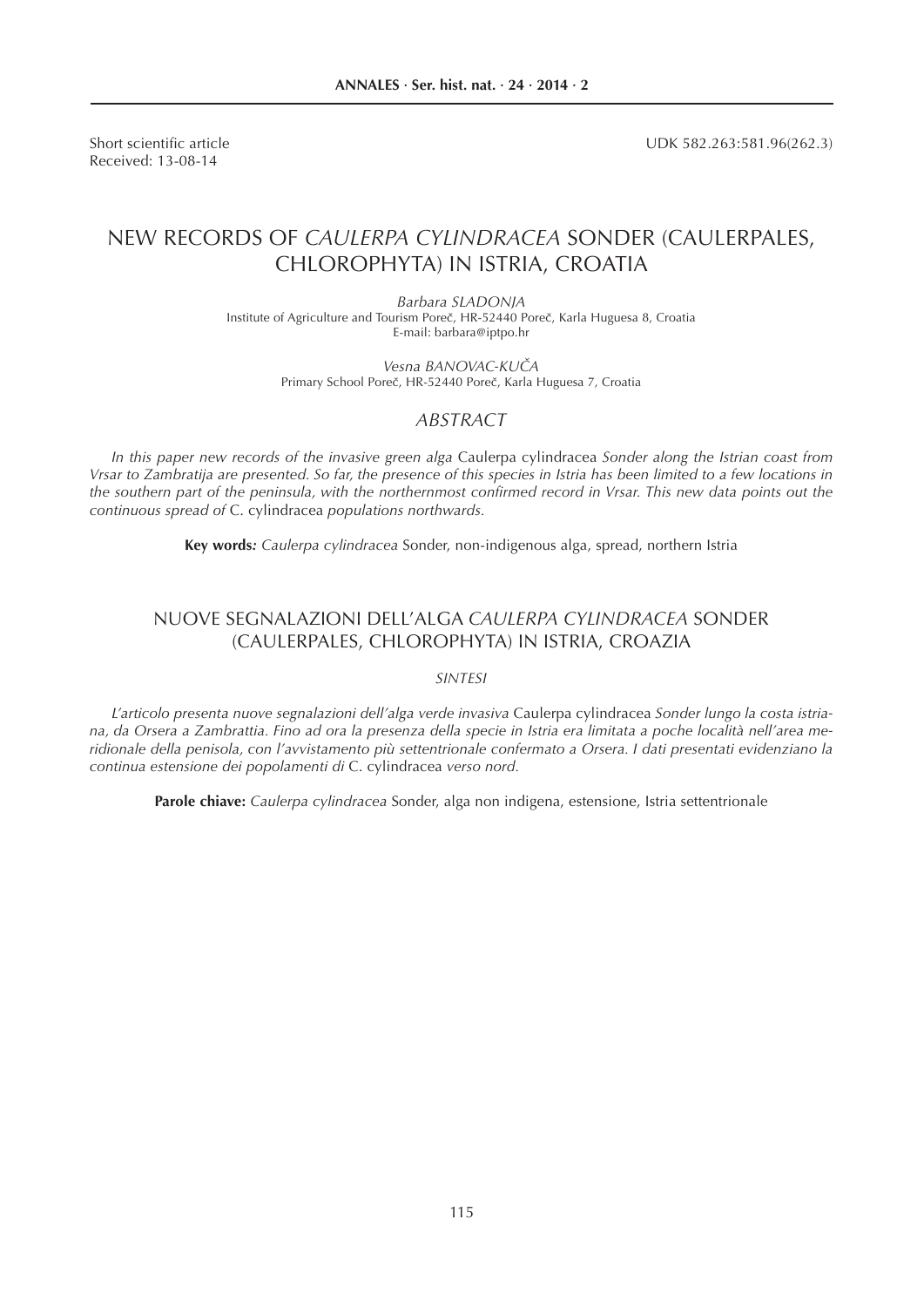Short scientific article
Received: 13-08-14

UDK 582.263:581.96(262.3)

# NEW RECORDS OF *CAULERPA CYLINDRACEA* SONDER (CAULERPALES, CHLOROPHYTA) IN ISTRIA, CROATIA

*Barbara SLADONJA*
Institute of Agriculture and Tourism Poreč, HR-52440 Poreč, Karla Huguesa 8, Croatia
E-mail: barbara@iptpo.hr

*Vesna BANOVAC-KUČA*
Primary School Poreč, HR-52440 Poreč, Karla Huguesa 7, Croatia

## *ABSTRACT*

*In this paper new records of the invasive green alga* Caulerpa cylindracea *Sonder along the Istrian coast from Vrsar to Zambratija are presented. So far, the presence of this species in Istria has been limited to a few locations in the southern part of the peninsula, with the northernmost confirmed record in Vrsar. This new data points out the continuous spread of* C. cylindracea *populations northwards.*

**Key words:** *Caulerpa cylindracea* Sonder, non-indigenous alga, spread, northern Istria

# NUOVE SEGNALAZIONI DELL'ALGA *CAULERPA CYLINDRACEA* SONDER (CAULERPALES, CHLOROPHYTA) IN ISTRIA, CROAZIA

## *SINTESI*

*L'articolo presenta nuove segnalazioni dell'alga verde invasiva* Caulerpa cylindracea *Sonder lungo la costa istriana, da Orsera a Zambrattia. Fino ad ora la presenza della specie in Istria era limitata a poche località nell'area meridionale della penisola, con l'avvistamento più settentrionale confermato a Orsera. I dati presentati evidenziano la continua estensione dei popolamenti di* C. cylindracea *verso nord.*

**Parole chiave:** *Caulerpa cylindracea* Sonder, alga non indigena, estensione, Istria settentrionale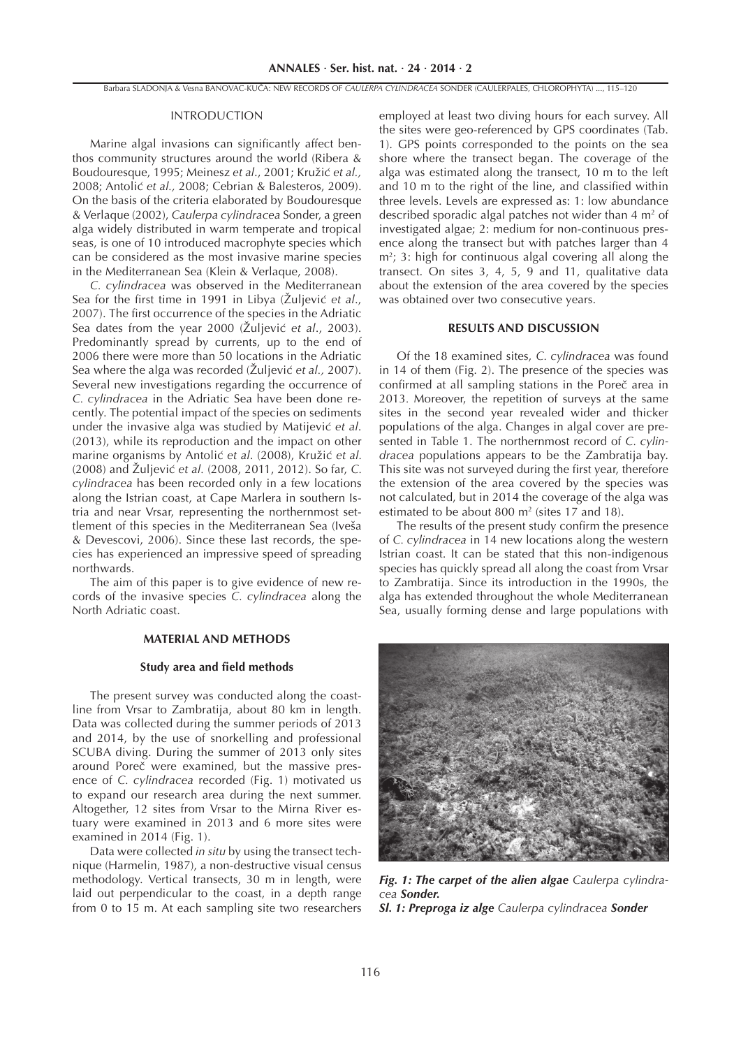## INTRODUCTION

Marine algal invasions can significantly affect benthos community structures around the world (Ribera & Boudouresque, 1995; Meinesz *et al.*, 2001; Kružić *et al.*, 2008; Antolić *et al.*, 2008; Cebrian & Balesteros, 2009). On the basis of the criteria elaborated by Boudouresque & Verlaque (2002), *Caulerpa cylindracea* Sonder, a green alga widely distributed in warm temperate and tropical seas, is one of 10 introduced macrophyte species which can be considered as the most invasive marine species in the Mediterranean Sea (Klein & Verlaque, 2008).

*C. cylindracea* was observed in the Mediterranean Sea for the first time in 1991 in Libya (Žuljević *et al*., 2007). The first occurrence of the species in the Adriatic Sea dates from the year 2000 (Žuljević *et al*., 2003). Predominantly spread by currents, up to the end of 2006 there were more than 50 locations in the Adriatic Sea where the alga was recorded (Žuljević *et al.,* 2007). Several new investigations regarding the occurrence of *C. cylindracea* in the Adriatic Sea have been done recently. The potential impact of the species on sediments under the invasive alga was studied by Matijević *et al*. (2013), while its reproduction and the impact on other marine organisms by Antolić *et al*. (2008), Kružić *et al.* (2008) and Žuljević *et al.* (2008, 2011, 2012). So far, *C. cylindracea* has been recorded only in a few locations along the Istrian coast, at Cape Marlera in southern Istria and near Vrsar, representing the northernmost settlement of this species in the Mediterranean Sea (Iveša & Devescovi, 2006). Since these last records, the species has experienced an impressive speed of spreading northwards.

The aim of this paper is to give evidence of new records of the invasive species *C. cylindracea* along the North Adriatic coast.

## MATERIAL AND METHODS

### Study area and field methods

The present survey was conducted along the coastline from Vrsar to Zambratija, about 80 km in length. Data was collected during the summer periods of 2013 and 2014, by the use of snorkelling and professional SCUBA diving. During the summer of 2013 only sites around Poreč were examined, but the massive presence of *C. cylindracea* recorded (Fig. 1) motivated us to expand our research area during the next summer. Altogether, 12 sites from Vrsar to the Mirna River estuary were examined in 2013 and 6 more sites were examined in 2014 (Fig. 1).

Data were collected *in situ* by using the transect technique (Harmelin, 1987), a non-destructive visual census methodology. Vertical transects, 30 m in length, were laid out perpendicular to the coast, in a depth range from 0 to 15 m. At each sampling site two researchers employed at least two diving hours for each survey. All the sites were geo-referenced by GPS coordinates (Tab. 1). GPS points corresponded to the points on the sea shore where the transect began. The coverage of the alga was estimated along the transect, 10 m to the left and 10 m to the right of the line, and classified within three levels. Levels are expressed as: 1: low abundance described sporadic algal patches not wider than 4 m$^2$ of investigated algae; 2: medium for non-continuous presence along the transect but with patches larger than 4 m$^2$; 3: high for continuous algal covering all along the transect. On sites 3, 4, 5, 9 and 11, qualitative data about the extension of the area covered by the species was obtained over two consecutive years.

## RESULTS AND DISCUSSION

Of the 18 examined sites, *C. cylindracea* was found in 14 of them (Fig. 2). The presence of the species was confirmed at all sampling stations in the Poreč area in 2013. Moreover, the repetition of surveys at the same sites in the second year revealed wider and thicker populations of the alga. Changes in algal cover are presented in Table 1. The northernmost record of *C. cylindracea* populations appears to be the Zambratija bay. This site was not surveyed during the first year, therefore the extension of the area covered by the species was not calculated, but in 2014 the coverage of the alga was estimated to be about 800 m$^2$ (sites 17 and 18).

The results of the present study confirm the presence of *C. cylindracea* in 14 new locations along the western Istrian coast. It can be stated that this non-indigenous species has quickly spread all along the coast from Vrsar to Zambratija. Since its introduction in the 1990s, the alga has extended throughout the whole Mediterranean Sea, usually forming dense and large populations with

***Fig. 1: The carpet of the alien algae*** *Caulerpa cylindracea* ***Sonder.***
***Sl. 1: Preproga iz alge*** *Caulerpa cylindracea* ***Sonder***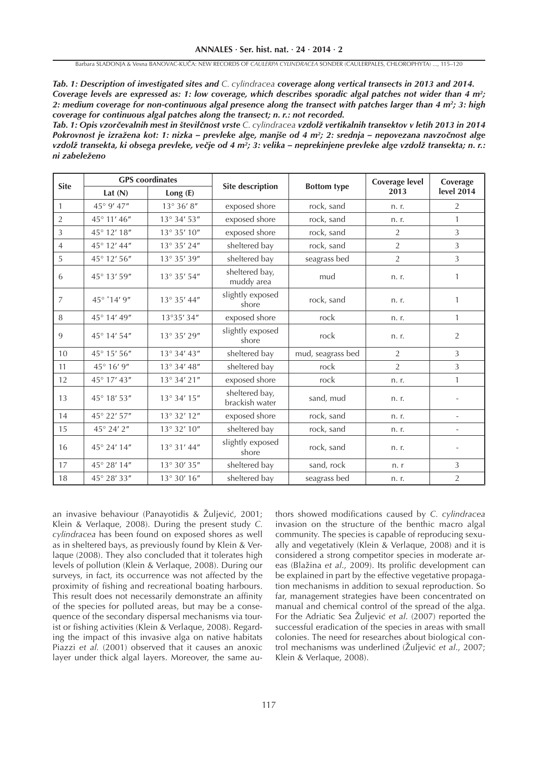***Tab. 1: Description of investigated sites and** C. cylindracea **coverage along vertical transects in 2013 and 2014. Coverage levels are expressed as: 1: low coverage, which describes sporadic algal patches not wider than 4 m²; 2: medium coverage for non-continuous algal presence along the transect with patches larger than 4 m²; 3: high coverage for continuous algal patches along the transect; n. r.: not recorded.***

***Tab. 1: Opis vzorčevalnih mest in številčnost vrste** C. cylindracea **vzdolž vertikalnih transektov v letih 2013 in 2014 Pokrovnost je izražena kot: 1: nizka – prevleke alge, manjše od 4 m²; 2: srednja – nepovezana navzočnost alge vzdolž transekta, ki obsega prevleke, večje od 4 m²; 3: velika – neprekinjene prevleke alge vzdolž transekta; n. r.: ni zabeleženo***

| Site | GPS coordinates | | Site description | Bottom type | Coverage level 2013 | Coverage level 2014 |
|---|---|---|---|---|---|---|
| | Lat (N) | Long (E) | | | | |
| 1 | 45° 9′ 47″ | 13° 36′ 8″ | exposed shore | rock, sand | n. r. | 2 |
| 2 | 45° 11′ 46″ | 13° 34′ 53″ | exposed shore | rock, sand | n. r. | 1 |
| 3 | 45° 12′ 18″ | 13° 35′ 10″ | exposed shore | rock, sand | 2 | 3 |
| 4 | 45° 12′ 44″ | 13° 35′ 24″ | sheltered bay | rock, sand | 2 | 3 |
| 5 | 45° 12′ 56″ | 13° 35′ 39″ | sheltered bay | seagrass bed | 2 | 3 |
| 6 | 45° 13′ 59″ | 13° 35′ 54″ | sheltered bay, muddy area | mud | n. r. | 1 |
| 7 | 45° ˚14′ 9″ | 13° 35′ 44″ | slightly exposed shore | rock, sand | n. r. | 1 |
| 8 | 45° 14′ 49″ | 13°35′ 34″ | exposed shore | rock | n. r. | 1 |
| 9 | 45° 14′ 54″ | 13° 35′ 29″ | slightly exposed shore | rock | n. r. | 2 |
| 10 | 45° 15′ 56″ | 13° 34′ 43″ | sheltered bay | mud, seagrass bed | 2 | 3 |
| 11 | 45° 16′ 9″ | 13° 34′ 48″ | sheltered bay | rock | 2 | 3 |
| 12 | 45° 17′ 43″ | 13° 34′ 21″ | exposed shore | rock | n. r. | 1 |
| 13 | 45° 18′ 53″ | 13° 34′ 15″ | sheltered bay, brackish water | sand, mud | n. r. | - |
| 14 | 45° 22′ 57″ | 13° 32′ 12″ | exposed shore | rock, sand | n. r. | - |
| 15 | 45° 24′ 2″ | 13° 32′ 10″ | sheltered bay | rock, sand | n. r. | - |
| 16 | 45° 24′ 14″ | 13° 31′ 44″ | slightly exposed shore | rock, sand | n. r. | - |
| 17 | 45° 28′ 14″ | 13° 30′ 35″ | sheltered bay | sand, rock | n. r | 3 |
| 18 | 45° 28′ 33″ | 13° 30′ 16″ | sheltered bay | seagrass bed | n. r. | 2 |

an invasive behaviour (Panayotidis & Žuljević, 2001; Klein & Verlaque, 2008). During the present study *C. cylindracea* has been found on exposed shores as well as in sheltered bays, as previously found by Klein & Verlaque (2008). They also concluded that it tolerates high levels of pollution (Klein & Verlaque, 2008). During our surveys, in fact, its occurrence was not affected by the proximity of fishing and recreational boating harbours. This result does not necessarily demonstrate an affinity of the species for polluted areas, but may be a consequence of the secondary dispersal mechanisms via tourist or fishing activities (Klein & Verlaque, 2008). Regarding the impact of this invasive alga on native habitats Piazzi *et al.* (2001) observed that it causes an anoxic layer under thick algal layers. Moreover, the same authors showed modifications caused by *C. cylindracea* invasion on the structure of the benthic macro algal community. The species is capable of reproducing sexually and vegetatively (Klein & Verlaque, 2008) and it is considered a strong competitor species in moderate areas (Blažina *et al.*, 2009). Its prolific development can be explained in part by the effective vegetative propagation mechanisms in addition to sexual reproduction. So far, management strategies have been concentrated on manual and chemical control of the spread of the alga. For the Adriatic Sea Žuljević *et al.* (2007) reported the successful eradication of the species in areas with small colonies. The need for researches about biological control mechanisms was underlined (Žuljević *et al.*, 2007; Klein & Verlaque, 2008).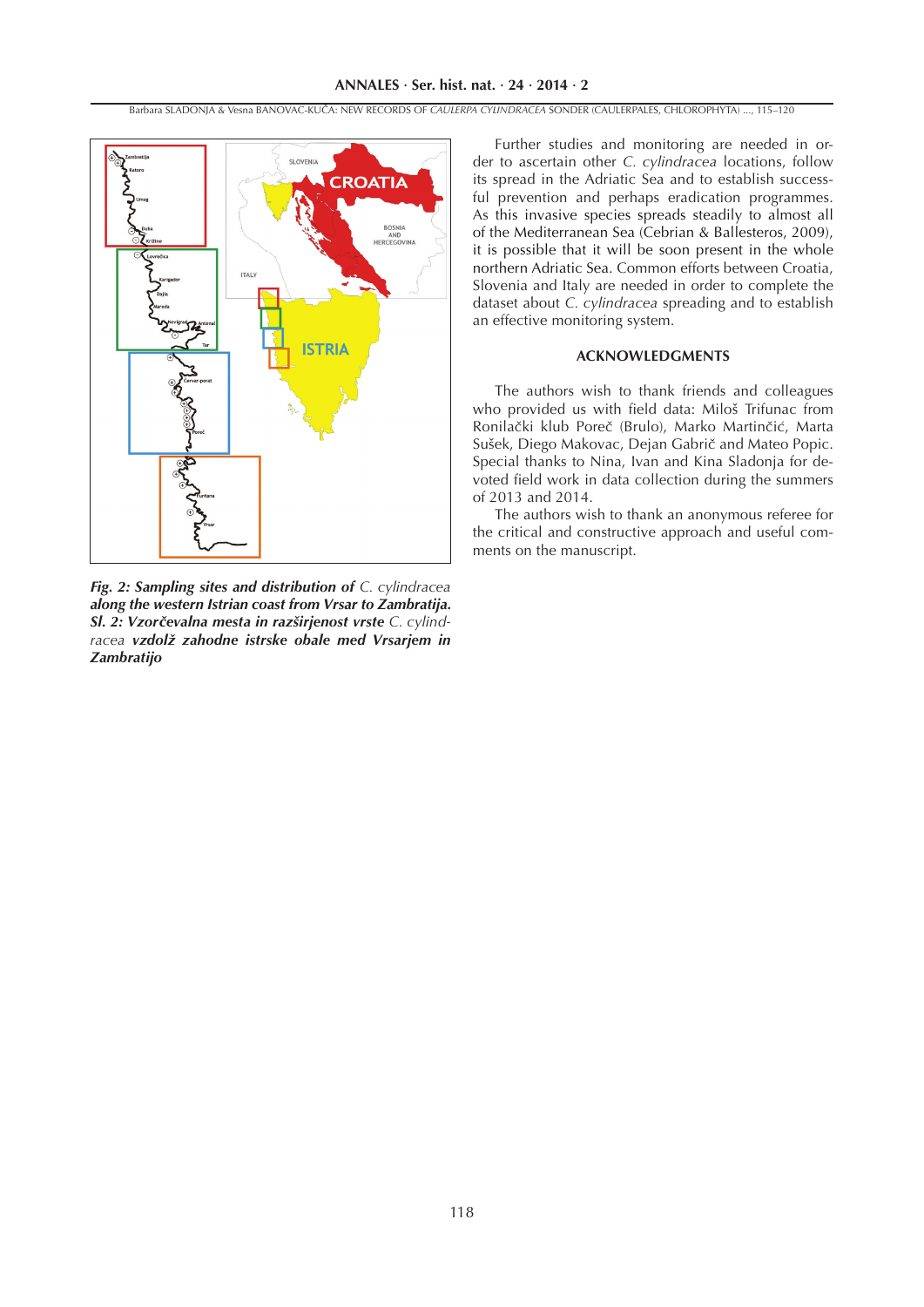*Fig. 2: Sampling sites and distribution of* C. cylindracea *along the western Istrian coast from Vrsar to Zambratija.*
*Sl. 2: Vzorčevalna mesta in razširjenost vrste* C. cylindracea *vzdolž zahodne istrske obale med Vrsarjem in Zambratijo*

Further studies and monitoring are needed in order to ascertain other *C. cylindracea* locations, follow its spread in the Adriatic Sea and to establish successful prevention and perhaps eradication programmes. As this invasive species spreads steadily to almost all of the Mediterranean Sea (Cebrian & Ballesteros, 2009), it is possible that it will be soon present in the whole northern Adriatic Sea. Common efforts between Croatia, Slovenia and Italy are needed in order to complete the dataset about *C. cylindracea* spreading and to establish an effective monitoring system.

## ACKNOWLEDGMENTS

The authors wish to thank friends and colleagues who provided us with field data: Miloš Trifunac from Ronilački klub Poreč (Brulo), Marko Martinčić, Marta Sušek, Diego Makovac, Dejan Gabrič and Mateo Popic. Special thanks to Nina, Ivan and Kina Sladonja for devoted field work in data collection during the summers of 2013 and 2014.

The authors wish to thank an anonymous referee for the critical and constructive approach and useful comments on the manuscript.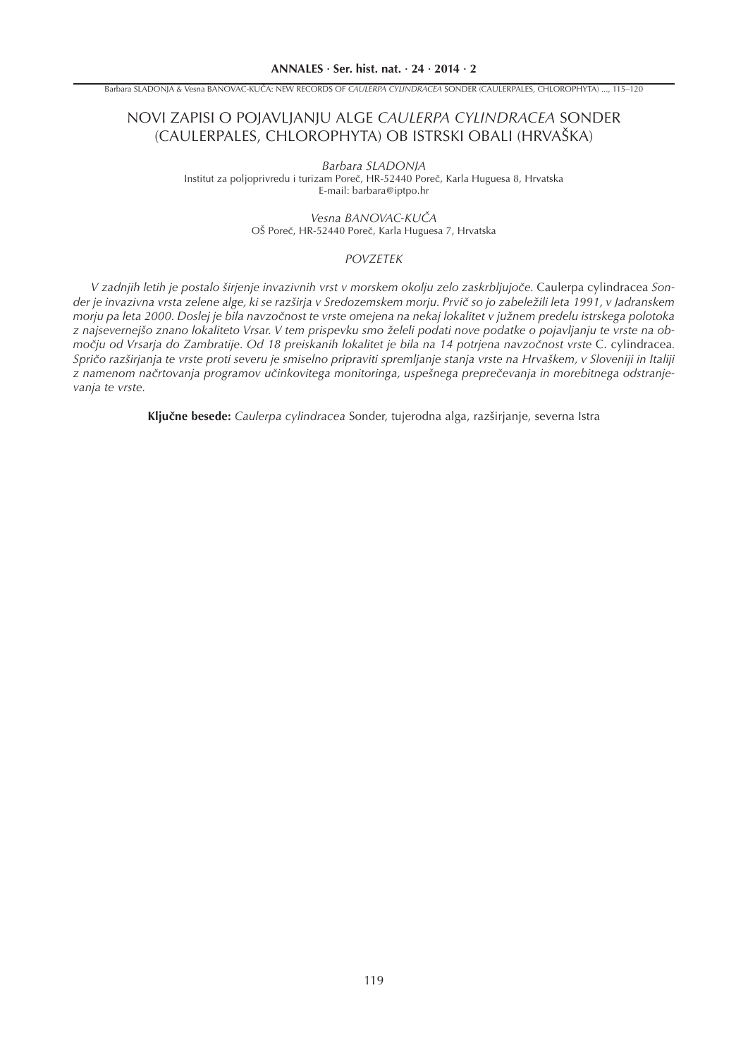# NOVI ZAPISI O POJAVLJANJU ALGE *CAULERPA CYLINDRACEA* SONDER (CAULERPALES, CHLOROPHYTA) OB ISTRSKI OBALI (HRVAŠKA)

*Barbara SLADONJA*
Institut za poljoprivredu i turizam Poreč, HR-52440 Poreč, Karla Huguesa 8, Hrvatska
E-mail: barbara@iptpo.hr

*Vesna BANOVAC-KUČA*
OŠ Poreč, HR-52440 Poreč, Karla Huguesa 7, Hrvatska

## POVZETEK

*V zadnjih letih je postalo širjenje invazivnih vrst v morskem okolju zelo zaskrbljujoče.* Caulerpa cylindracea *Sonder je invazivna vrsta zelene alge, ki se razširja v Sredozemskem morju. Prvič so jo zabeležili leta 1991, v Jadranskem morju pa leta 2000. Doslej je bila navzočnost te vrste omejena na nekaj lokalitet v južnem predelu istrskega polotoka z najsevernejšo znano lokaliteto Vrsar. V tem prispevku smo želeli podati nove podatke o pojavljanju te vrste na območju od Vrsarja do Zambratije. Od 18 preiskanih lokalitet je bila na 14 potrjena navzočnost vrste* C. cylindracea. *Spričo razširjanja te vrste proti severu je smiselno pripraviti spremljanje stanja vrste na Hrvaškem, v Sloveniji in Italiji z namenom načrtovanja programov učinkovitega monitoringa, uspešnega preprečevanja in morebitnega odstranjevanja te vrste.*

**Ključne besede:** *Caulerpa cylindracea* Sonder, tujerodna alga, razširjanje, severna Istra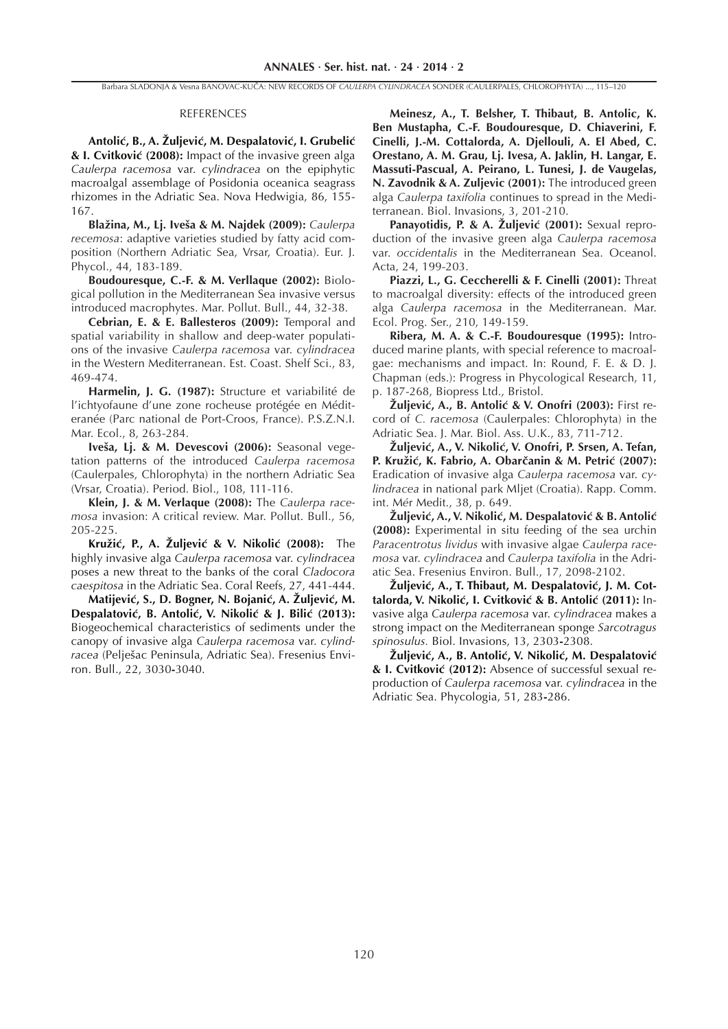## REFERENCES

**Antolić, B., A. Žuljević, M. Despalatović, I. Grubelić & I. Cvitković (2008):** Impact of the invasive green alga *Caulerpa racemosa* var. *cylindracea* on the epiphytic macroalgal assemblage of Posidonia oceanica seagrass rhizomes in the Adriatic Sea. Nova Hedwigia, 86, 155-167.

**Blažina, M., Lj. Iveša & M. Najdek (2009):** *Caulerpa recemosa*: adaptive varieties studied by fatty acid composition (Northern Adriatic Sea, Vrsar, Croatia). Eur. J. Phycol., 44, 183-189.

**Boudouresque, C.-F. & M. Verllaque (2002):** Biological pollution in the Mediterranean Sea invasive versus introduced macrophytes. Mar. Pollut. Bull., 44, 32-38.

**Cebrian, E. & E. Ballesteros (2009):** Temporal and spatial variability in shallow and deep-water populations of the invasive *Caulerpa racemosa* var. *cylindracea* in the Western Mediterranean. Est. Coast. Shelf Sci., 83, 469-474.

**Harmelin, J. G. (1987):** Structure et variabilité de l'ichtyofaune d'une zone rocheuse protégée en Méditeranée (Parc national de Port-Croos, France). P.S.Z.N.I. Mar. Ecol., 8, 263-284.

**Iveša, Lj. & M. Devescovi (2006):** Seasonal vegetation patterns of the introduced *Caulerpa racemosa* (Caulerpales, Chlorophyta) in the northern Adriatic Sea (Vrsar, Croatia). Period. Biol., 108, 111-116.

**Klein, J. & M. Verlaque (2008):** The *Caulerpa racemosa* invasion: A critical review. Mar. Pollut. Bull., 56, 205-225.

**Kružić, P., A. Žuljević & V. Nikolić (2008):** The highly invasive alga *Caulerpa racemosa* var. *cylindracea* poses a new threat to the banks of the coral *Cladocora caespitosa* in the Adriatic Sea. Coral Reefs, 27, 441-444.

**Matijević, S., D. Bogner, N. Bojanić, A. Žuljević, M. Despalatović, B. Antolić, V. Nikolić & J. Bilić (2013):** Biogeochemical characteristics of sediments under the canopy of invasive alga *Caulerpa racemosa* var. *cylindracea* (Pelješac Peninsula, Adriatic Sea). Fresenius Environ. Bull., 22, 3030-3040.

**Meinesz, A., T. Belsher, T. Thibaut, B. Antolic, K. Ben Mustapha, C.-F. Boudouresque, D. Chiaverini, F. Cinelli, J.-M. Cottalorda, A. Djellouli, A. El Abed, C. Orestano, A. M. Grau, Lj. Ivesa, A. Jaklin, H. Langar, E. Massuti-Pascual, A. Peirano, L. Tunesi, J. de Vaugelas, N. Zavodnik & A. Zuljevic (2001):** The introduced green alga *Caulerpa taxifolia* continues to spread in the Mediterranean. Biol. Invasions, 3, 201-210.

**Panayotidis, P. & A. Žuljević (2001):** Sexual reproduction of the invasive green alga *Caulerpa racemosa* var. *occidentalis* in the Mediterranean Sea. Oceanol. Acta, 24, 199-203.

**Piazzi, L., G. Ceccherelli & F. Cinelli (2001):** Threat to macroalgal diversity: effects of the introduced green alga *Caulerpa racemosa* in the Mediterranean. Mar. Ecol. Prog. Ser., 210, 149-159.

**Ribera, M. A. & C.-F. Boudouresque (1995):** Introduced marine plants, with special reference to macroalgae: mechanisms and impact. In: Round, F. E. & D. J. Chapman (eds.): Progress in Phycological Research, 11, p. 187-268, Biopress Ltd., Bristol.

**Žuljević, A., B. Antolić & V. Onofri (2003):** First record of *C. racemosa* (Caulerpales: Chlorophyta) in the Adriatic Sea. J. Mar. Biol. Ass. U.K., 83, 711-712.

**Žuljević, A., V. Nikolić, V. Onofri, P. Srsen, A. Tefan, P. Kružić, K. Fabrio, A. Obarčanin & M. Petrić (2007):** Eradication of invasive alga *Caulerpa racemosa* var. *cylindracea* in national park Mljet (Croatia). Rapp. Comm. int. Mér Medit., 38, p. 649.

**Žuljević, A., V. Nikolić, M. Despalatović & B. Antolić (2008):** Experimental in situ feeding of the sea urchin *Paracentrotus lividus* with invasive algae *Caulerpa racemosa* var. *cylindracea* and *Caulerpa taxifolia* in the Adriatic Sea. Fresenius Environ. Bull., 17, 2098-2102.

**Žuljević, A., T. Thibaut, M. Despalatović, J. M. Cottalorda, V. Nikolić, I. Cvitković & B. Antolić (2011):** Invasive alga *Caulerpa racemosa* var. *cylindracea* makes a strong impact on the Mediterranean sponge *Sarcotragus spinosulus*. Biol. Invasions, 13, 2303-2308.

**Žuljević, A., B. Antolić, V. Nikolić, M. Despalatović & I. Cvitković (2012):** Absence of successful sexual reproduction of *Caulerpa racemosa* var. *cylindracea* in the Adriatic Sea. Phycologia, 51, 283-286.